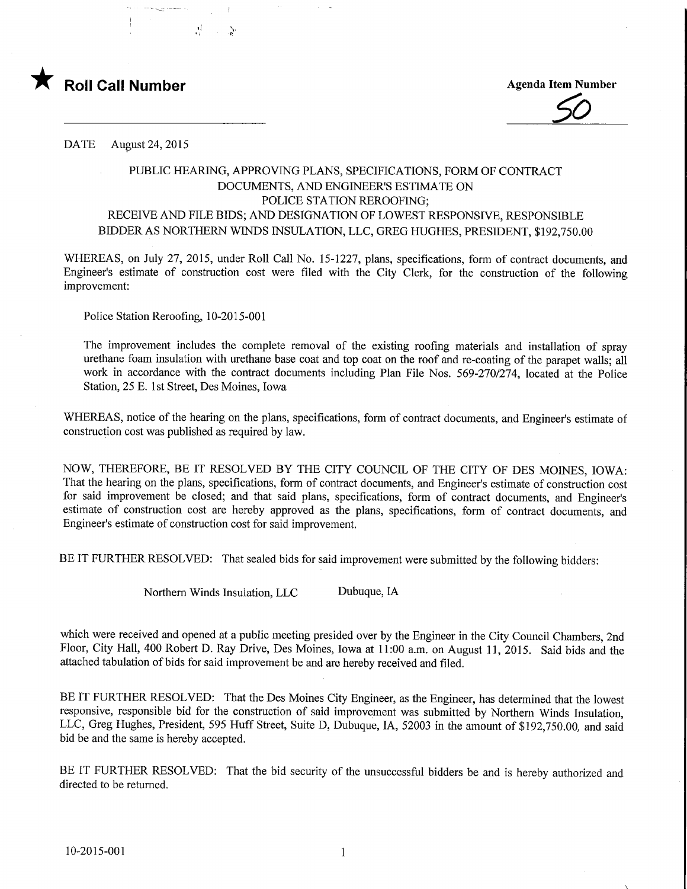★ **Roll Call Number**

**Agenda Item Number**

50

DATE August 24, 2015

PUBLIC HEARING, APPROVING PLANS, SPECIFICATIONS, FORM OF CONTRACT DOCUMENTS, AND ENGINEER'S ESTIMATE ON POLICE STATION REROOFING; RECEIVE AND FILE BIDS; AND DESIGNATION OF LOWEST RESPONSIVE, RESPONSIBLE BIDDER AS NORTHERN WINDS INSULATION, LLC, GREG HUGHES, PRESIDENT, $192,750.00

WHEREAS, on July 27, 2015, under Roll Call No. 15-1227, plans, specifications, form of contract documents, and Engineer's estimate of construction cost were filed with the City Clerk, for the construction of the following improvement:

Police Station Reroofing, 10-2015-001

The improvement includes the complete removal of the existing roofing materials and installation of spray urethane foam insulation with urethane base coat and top coat on the roof and re-coating of the parapet walls; all work in accordance with the contract documents including Plan File Nos. 569-270/274, located at the Police Station, 25 E. 1st Street, Des Moines, Iowa

WHEREAS, notice of the hearing on the plans, specifications, form of contract documents, and Engineer's estimate of construction cost was published as required by law.

NOW, THEREFORE, BE IT RESOLVED BY THE CITY COUNCIL OF THE CITY OF DES MOINES, IOWA: That the hearing on the plans, specifications, form of contract documents, and Engineer's estimate of construction cost for said improvement be closed; and that said plans, specifications, form of contract documents, and Engineer's estimate of construction cost are hereby approved as the plans, specifications, form of contract documents, and Engineer's estimate of construction cost for said improvement.

BE IT FURTHER RESOLVED: That sealed bids for said improvement were submitted by the following bidders:

Northern Winds Insulation, LLC    Dubuque, IA

which were received and opened at a public meeting presided over by the Engineer in the City Council Chambers, 2nd Floor, City Hall, 400 Robert D. Ray Drive, Des Moines, Iowa at 11:00 a.m. on August 11, 2015. Said bids and the attached tabulation of bids for said improvement be and are hereby received and filed.

BE IT FURTHER RESOLVED: That the Des Moines City Engineer, as the Engineer, has determined that the lowest responsive, responsible bid for the construction of said improvement was submitted by Northern Winds Insulation, LLC, Greg Hughes, President, 595 Huff Street, Suite D, Dubuque, IA, 52003 in the amount of $192,750.00, and said bid be and the same is hereby accepted.

BE IT FURTHER RESOLVED: That the bid security of the unsuccessful bidders be and is hereby authorized and directed to be returned.

10-2015-001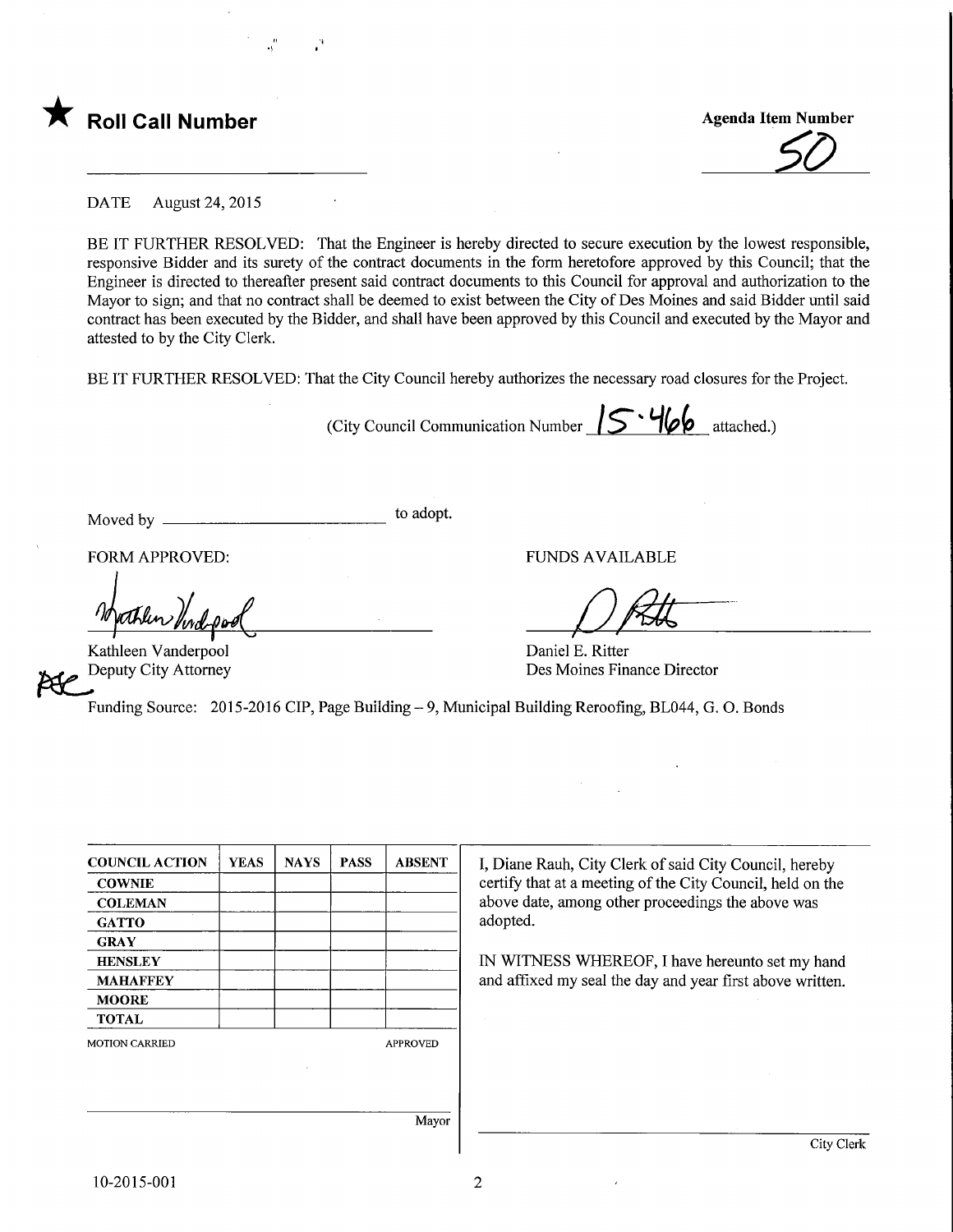★ **Roll Call Number**

**Agenda Item Number**

50

DATE August 24, 2015

BE IT FURTHER RESOLVED: That the Engineer is hereby directed to secure execution by the lowest responsible, responsive Bidder and its surety of the contract documents in the form heretofore approved by this Council; that the Engineer is directed to thereafter present said contract documents to this Council for approval and authorization to the Mayor to sign; and that no contract shall be deemed to exist between the City of Des Moines and said Bidder until said contract has been executed by the Bidder, and shall have been approved by this Council and executed by the Mayor and attested to by the City Clerk.

BE IT FURTHER RESOLVED: That the City Council hereby authorizes the necessary road closures for the Project.

(City Council Communication Number 15-466 attached.)

Moved by ______________________ to adopt.

FORM APPROVED:

Kathleen Vanderpool
Deputy City Attorney

FUNDS AVAILABLE

Daniel E. Ritter
Des Moines Finance Director

Funding Source: 2015-2016 CIP, Page Building – 9, Municipal Building Reroofing, BL044, G. O. Bonds

| COUNCIL ACTION | YEAS | NAYS | PASS | ABSENT |
|---|---|---|---|---|
| COWNIE | | | | |
| COLEMAN | | | | |
| GATTO | | | | |
| GRAY | | | | |
| HENSLEY | | | | |
| MAHAFFEY | | | | |
| MOORE | | | | |
| TOTAL | | | | |

MOTION CARRIED APPROVED

Mayor

I, Diane Rauh, City Clerk of said City Council, hereby certify that at a meeting of the City Council, held on the above date, among other proceedings the above was adopted.

IN WITNESS WHEREOF, I have hereunto set my hand and affixed my seal the day and year first above written.

City Clerk

10-2015-001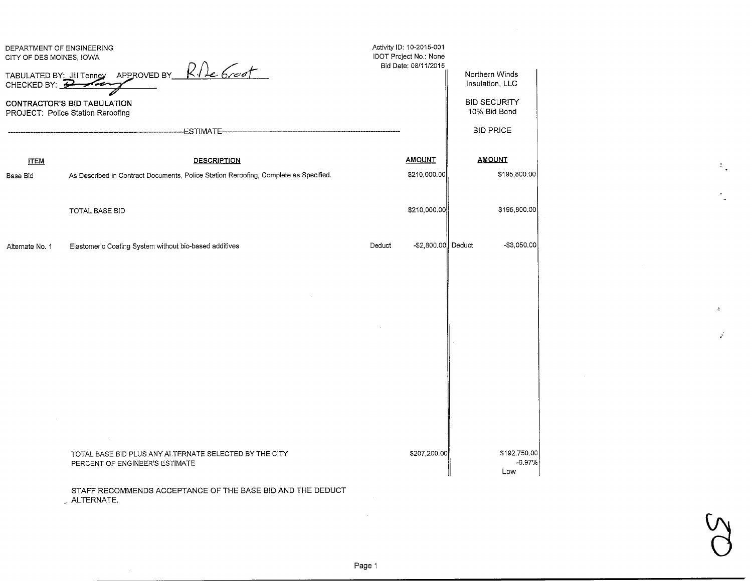DEPARTMENT OF ENGINEERING
CITY OF DES MOINES, IOWA

TABULATED BY: Jill Tenney APPROVED BY R. De Groot
CHECKED BY:

Activity ID: 10-2015-001
IDOT Project No.: None
Bid Date: 08/11/2015

**CONTRACTOR'S BID TABULATION**
PROJECT: Police Station Reroofing

| | | ESTIMATE | | Northern Winds Insulation, LLC<br>BID SECURITY 10% Bid Bond<br>BID PRICE | |
|---|---|---|---|---|---|
| **ITEM** | **DESCRIPTION** | | **AMOUNT** | | **AMOUNT** |
| Base Bid | As Described in Contract Documents, Police Station Reroofing, Complete as Specified. | | $210,000.00 | | $195,800.00 |
| | TOTAL BASE BID | | $210,000.00 | | $195,800.00 |
| Alternate No. 1 | Elastomeric Coating System without bio-based additives | Deduct | -$2,800.00 | Deduct | -$3,050.00 |
| | TOTAL BASE BID PLUS ANY ALTERNATE SELECTED BY THE CITY | | $207,200.00 | | $192,750.00 |
| | PERCENT OF ENGINEER'S ESTIMATE | | | | -6.97%<br>Low |

STAFF RECOMMENDS ACCEPTANCE OF THE BASE BID AND THE DEDUCT ALTERNATE.